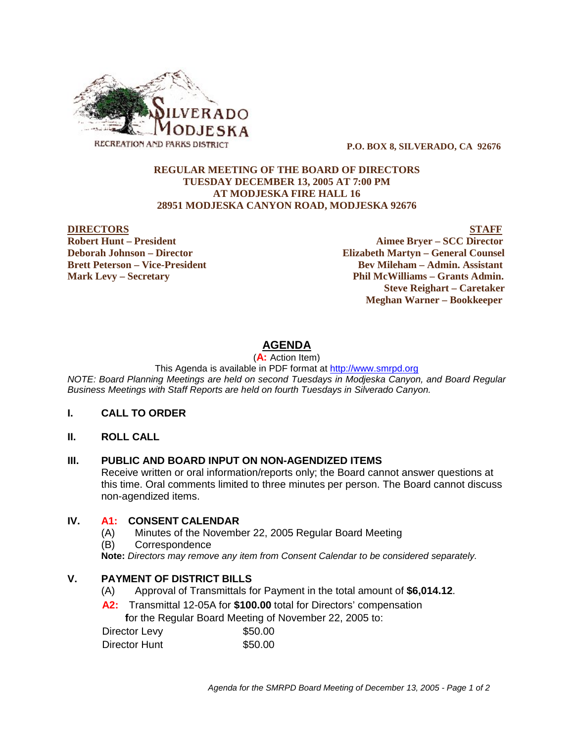SILVERADO MODJESKA
RECREATION AND PARKS DISTRICT

**P.O. BOX 8, SILVERADO, CA 92676**

**REGULAR MEETING OF THE BOARD OF DIRECTORS**
**TUESDAY DECEMBER 13, 2005 AT 7:00 PM**
**AT MODJESKA FIRE HALL 16**
**28951 MODJESKA CANYON ROAD, MODJESKA 92676**

| DIRECTORS | STAFF |
| --- | --- |
| **Robert Hunt – President** | **Aimee Bryer – SCC Director** |
| **Deborah Johnson – Director** | **Elizabeth Martyn – General Counsel** |
| **Brett Peterson – Vice-President** | **Bev Mileham – Admin. Assistant** |
| **Mark Levy – Secretary** | **Phil McWilliams – Grants Admin.** |
| | **Steve Reighart – Caretaker** |
| | **Meghan Warner – Bookkeeper** |

## AGENDA

(**A:** Action Item)

This Agenda is available in PDF format at http://www.smrpd.org

*NOTE: Board Planning Meetings are held on second Tuesdays in Modjeska Canyon, and Board Regular Business Meetings with Staff Reports are held on fourth Tuesdays in Silverado Canyon.*

### I. CALL TO ORDER

### II. ROLL CALL

### III. PUBLIC AND BOARD INPUT ON NON-AGENDIZED ITEMS

Receive written or oral information/reports only; the Board cannot answer questions at this time. Oral comments limited to three minutes per person. The Board cannot discuss non-agendized items.

### IV. A1: CONSENT CALENDAR

(A) Minutes of the November 22, 2005 Regular Board Meeting

(B) Correspondence

**Note:** *Directors may remove any item from Consent Calendar to be considered separately.*

### V. PAYMENT OF DISTRICT BILLS

(A) Approval of Transmittals for Payment in the total amount of **$6,014.12**.

**A2:** Transmittal 12-05A for **$100.00** total for Directors' compensation **f**or the Regular Board Meeting of November 22, 2005 to:

| | |
| --- | --- |
| Director Levy | $50.00 |
| Director Hunt | $50.00 |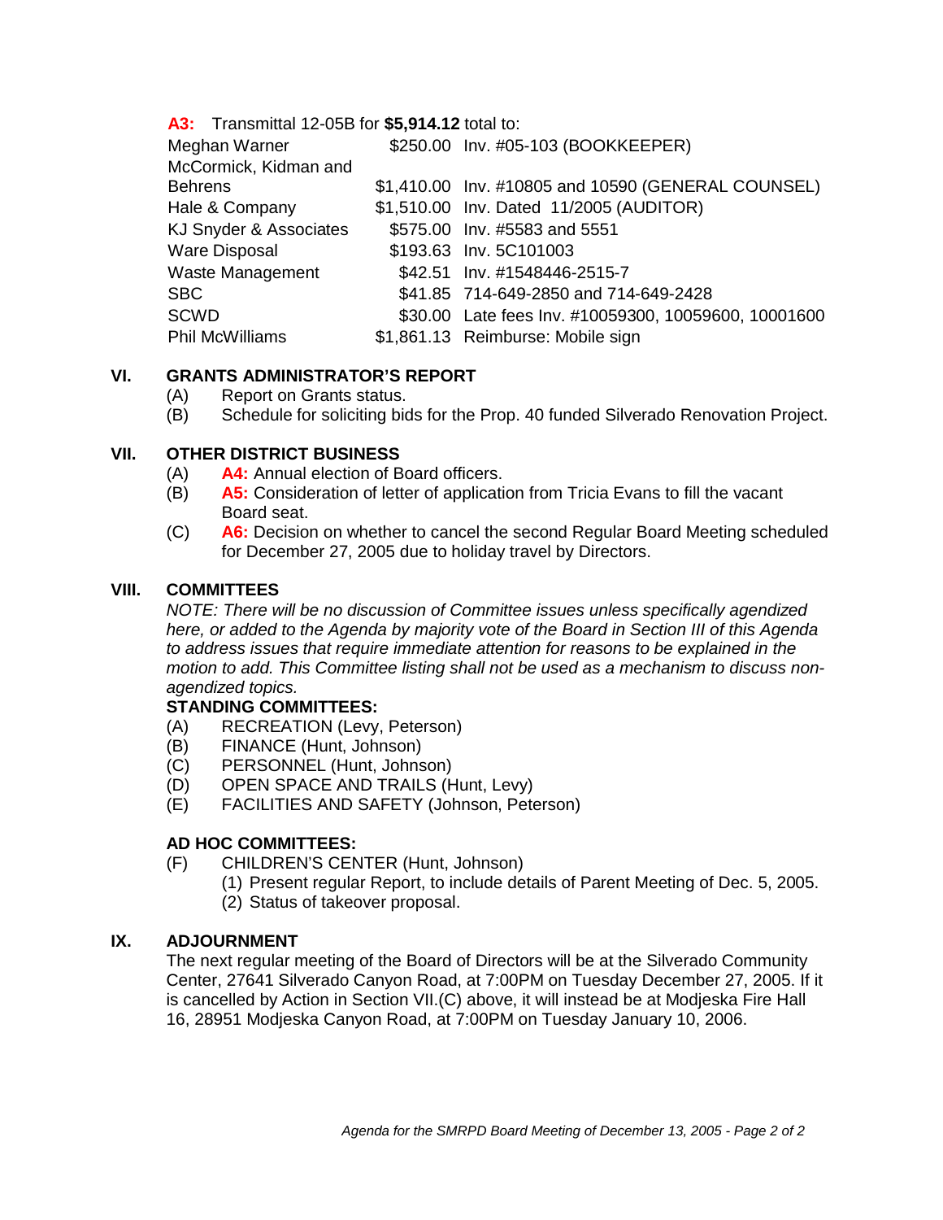**A3:** Transmittal 12-05B for **$5,914.12** total to:

| | | |
|---|---|---|
| Meghan Warner | $250.00 | Inv. #05-103 (BOOKKEEPER) |
| McCormick, Kidman and Behrens | $1,410.00 | Inv. #10805 and 10590 (GENERAL COUNSEL) |
| Hale & Company | $1,510.00 | Inv. Dated 11/2005 (AUDITOR) |
| KJ Snyder & Associates | $575.00 | Inv. #5583 and 5551 |
| Ware Disposal | $193.63 | Inv. 5C101003 |
| Waste Management | $42.51 | Inv. #1548446-2515-7 |
| SBC | $41.85 | 714-649-2850 and 714-649-2428 |
| SCWD | $30.00 | Late fees Inv. #10059300, 10059600, 10001600 |
| Phil McWilliams | $1,861.13 | Reimburse: Mobile sign |

## VI. GRANTS ADMINISTRATOR'S REPORT

(A) Report on Grants status.

(B) Schedule for soliciting bids for the Prop. 40 funded Silverado Renovation Project.

## VII. OTHER DISTRICT BUSINESS

(A) **A4:** Annual election of Board officers.

(B) **A5:** Consideration of letter of application from Tricia Evans to fill the vacant Board seat.

(C) **A6:** Decision on whether to cancel the second Regular Board Meeting scheduled for December 27, 2005 due to holiday travel by Directors.

## VIII. COMMITTEES

*NOTE: There will be no discussion of Committee issues unless specifically agendized here, or added to the Agenda by majority vote of the Board in Section III of this Agenda to address issues that require immediate attention for reasons to be explained in the motion to add. This Committee listing shall not be used as a mechanism to discuss non-agendized topics.*

**STANDING COMMITTEES:**

(A) RECREATION (Levy, Peterson)

(B) FINANCE (Hunt, Johnson)

(C) PERSONNEL (Hunt, Johnson)

(D) OPEN SPACE AND TRAILS (Hunt, Levy)

(E) FACILITIES AND SAFETY (Johnson, Peterson)

**AD HOC COMMITTEES:**

(F) CHILDREN'S CENTER (Hunt, Johnson)

(1) Present regular Report, to include details of Parent Meeting of Dec. 5, 2005.

(2) Status of takeover proposal.

## IX. ADJOURNMENT

The next regular meeting of the Board of Directors will be at the Silverado Community Center, 27641 Silverado Canyon Road, at 7:00PM on Tuesday December 27, 2005. If it is cancelled by Action in Section VII.(C) above, it will instead be at Modjeska Fire Hall 16, 28951 Modjeska Canyon Road, at 7:00PM on Tuesday January 10, 2006.